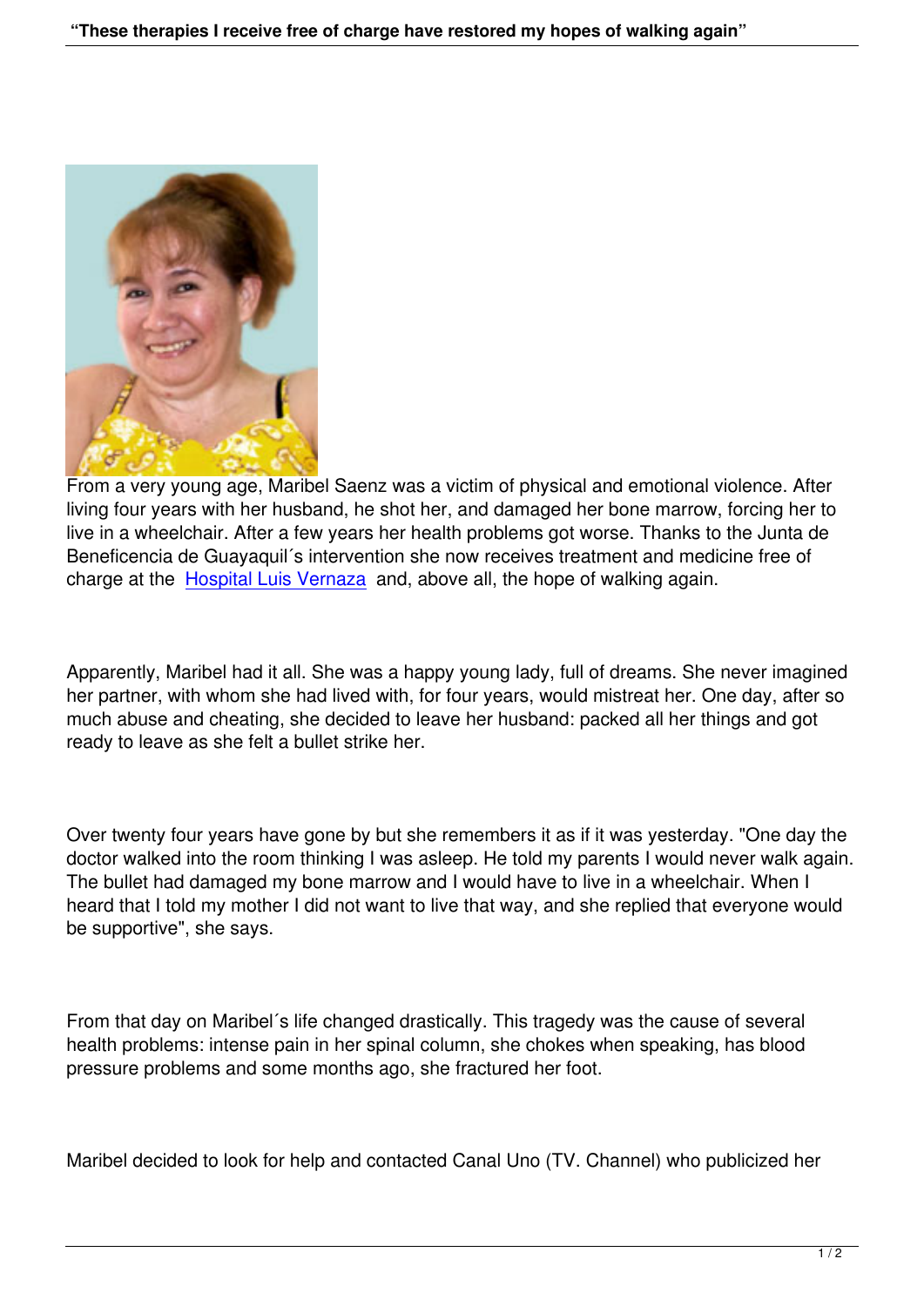From a very young age, Maribel Saenz was a victim of physical and emotional violence. After living four years with her husband, he shot her, and damaged her bone marrow, forcing her to live in a wheelchair. After a few years her health problems got worse. Thanks to the Junta de Beneficencia de Guayaquil´s intervention she now receives treatment and medicine free of charge at the Hospital Luis Vernaza and, above all, the hope of walking again.

Apparently, Maribel had it all. She was a happy young lady, full of dreams. She never imagined her partner, with whom she had lived with, for four years, would mistreat her. One day, after so much abuse and cheating, she decided to leave her husband: packed all her things and got ready to leave as she felt a bullet strike her.

Over twenty four years have gone by but she remembers it as if it was yesterday. "One day the doctor walked into the room thinking I was asleep. He told my parents I would never walk again. The bullet had damaged my bone marrow and I would have to live in a wheelchair. When I heard that I told my mother I did not want to live that way, and she replied that everyone would be supportive", she says.

From that day on Maribel´s life changed drastically. This tragedy was the cause of several health problems: intense pain in her spinal column, she chokes when speaking, has blood pressure problems and some months ago, she fractured her foot.

Maribel decided to look for help and contacted Canal Uno (TV. Channel) who publicized her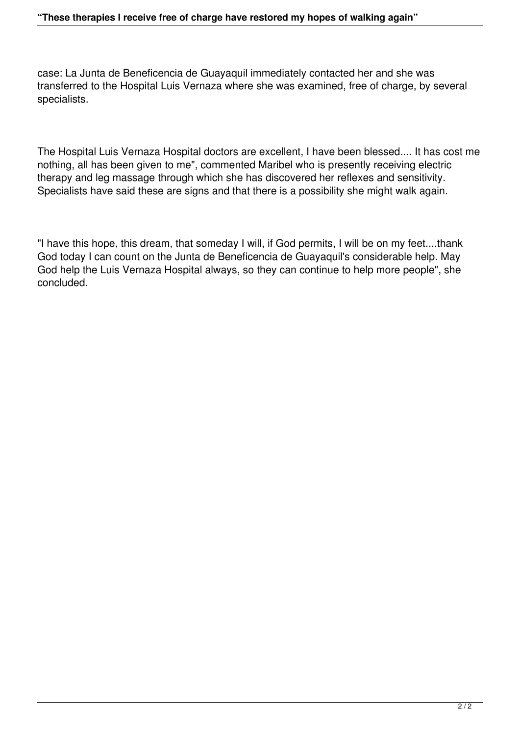case: La Junta de Beneficencia de Guayaquil immediately contacted her and she was transferred to the Hospital Luis Vernaza where she was examined, free of charge, by several specialists.

The Hospital Luis Vernaza Hospital doctors are excellent, I have been blessed.... It has cost me nothing, all has been given to me", commented Maribel who is presently receiving electric therapy and leg massage through which she has discovered her reflexes and sensitivity. Specialists have said these are signs and that there is a possibility she might walk again.

"I have this hope, this dream, that someday I will, if God permits, I will be on my feet....thank God today I can count on the Junta de Beneficencia de Guayaquil's considerable help. May God help the Luis Vernaza Hospital always, so they can continue to help more people", she concluded.